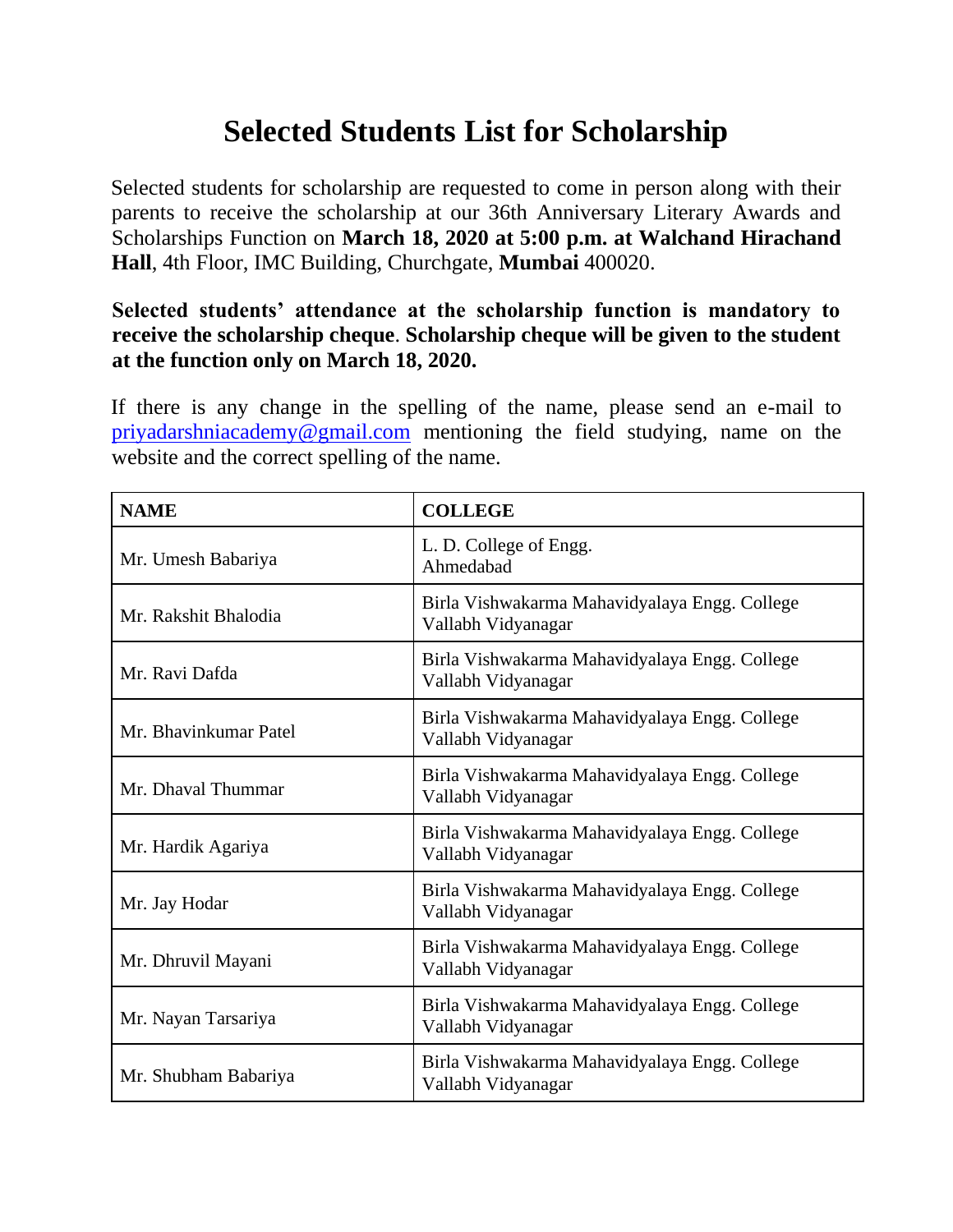# Selected Students List for Scholarship

Selected students for scholarship are requested to come in person along with their parents to receive the scholarship at our 36th Anniversary Literary Awards and Scholarships Function on **March 18, 2020 at 5:00 p.m. at Walchand Hirachand Hall**, 4th Floor, IMC Building, Churchgate, **Mumbai** 400020.

**Selected students' attendance at the scholarship function is mandatory to receive the scholarship cheque**. **Scholarship cheque will be given to the student at the function only on March 18, 2020.**

If there is any change in the spelling of the name, please send an e-mail to priyadarshniacademy@gmail.com mentioning the field studying, name on the website and the correct spelling of the name.

| NAME | COLLEGE |
|---|---|
| Mr. Umesh Babariya | L. D. College of Engg. Ahmedabad |
| Mr. Rakshit Bhalodia | Birla Vishwakarma Mahavidyalaya Engg. College Vallabh Vidyanagar |
| Mr. Ravi Dafda | Birla Vishwakarma Mahavidyalaya Engg. College Vallabh Vidyanagar |
| Mr. Bhavinkumar Patel | Birla Vishwakarma Mahavidyalaya Engg. College Vallabh Vidyanagar |
| Mr. Dhaval Thummar | Birla Vishwakarma Mahavidyalaya Engg. College Vallabh Vidyanagar |
| Mr. Hardik Agariya | Birla Vishwakarma Mahavidyalaya Engg. College Vallabh Vidyanagar |
| Mr. Jay Hodar | Birla Vishwakarma Mahavidyalaya Engg. College Vallabh Vidyanagar |
| Mr. Dhruvil Mayani | Birla Vishwakarma Mahavidyalaya Engg. College Vallabh Vidyanagar |
| Mr. Nayan Tarsariya | Birla Vishwakarma Mahavidyalaya Engg. College Vallabh Vidyanagar |
| Mr. Shubham Babariya | Birla Vishwakarma Mahavidyalaya Engg. College Vallabh Vidyanagar |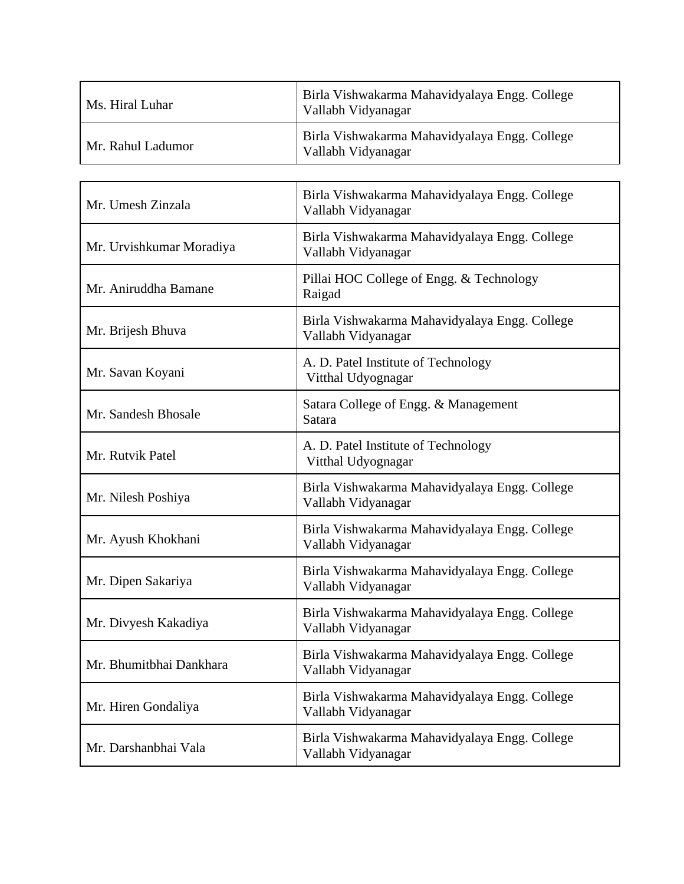| | |
|---|---|
| Ms. Hiral Luhar | Birla Vishwakarma Mahavidyalaya Engg. College Vallabh Vidyanagar |
| Mr. Rahul Ladumor | Birla Vishwakarma Mahavidyalaya Engg. College Vallabh Vidyanagar |
| Mr. Umesh Zinzala | Birla Vishwakarma Mahavidyalaya Engg. College Vallabh Vidyanagar |
| Mr. Urvishkumar Moradiya | Birla Vishwakarma Mahavidyalaya Engg. College Vallabh Vidyanagar |
| Mr. Aniruddha Bamane | Pillai HOC College of Engg. & Technology Raigad |
| Mr. Brijesh Bhuva | Birla Vishwakarma Mahavidyalaya Engg. College Vallabh Vidyanagar |
| Mr. Savan Koyani | A. D. Patel Institute of Technology Vitthal Udyognagar |
| Mr. Sandesh Bhosale | Satara College of Engg. & Management Satara |
| Mr. Rutvik Patel | A. D. Patel Institute of Technology Vitthal Udyognagar |
| Mr. Nilesh Poshiya | Birla Vishwakarma Mahavidyalaya Engg. College Vallabh Vidyanagar |
| Mr. Ayush Khokhani | Birla Vishwakarma Mahavidyalaya Engg. College Vallabh Vidyanagar |
| Mr. Dipen Sakariya | Birla Vishwakarma Mahavidyalaya Engg. College Vallabh Vidyanagar |
| Mr. Divyesh Kakadiya | Birla Vishwakarma Mahavidyalaya Engg. College Vallabh Vidyanagar |
| Mr. Bhumitbhai Dankhara | Birla Vishwakarma Mahavidyalaya Engg. College Vallabh Vidyanagar |
| Mr. Hiren Gondaliya | Birla Vishwakarma Mahavidyalaya Engg. College Vallabh Vidyanagar |
| Mr. Darshanbhai Vala | Birla Vishwakarma Mahavidyalaya Engg. College Vallabh Vidyanagar |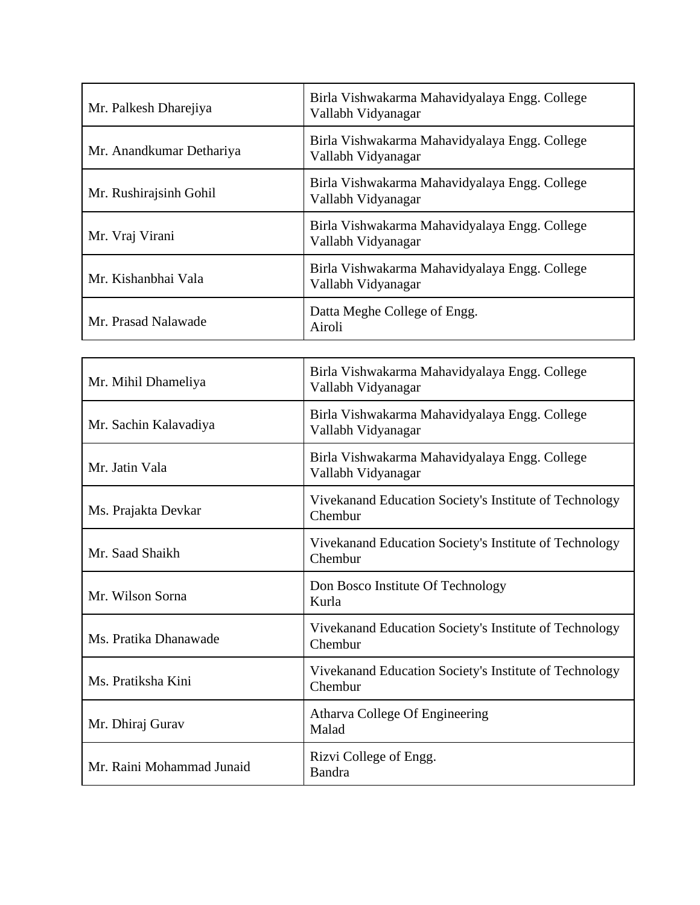| Mr. Palkesh Dharejiya | Birla Vishwakarma Mahavidyalaya Engg. College<br>Vallabh Vidyanagar |
|---|---|
| Mr. Anandkumar Dethariya | Birla Vishwakarma Mahavidyalaya Engg. College<br>Vallabh Vidyanagar |
| Mr. Rushirajsinh Gohil | Birla Vishwakarma Mahavidyalaya Engg. College<br>Vallabh Vidyanagar |
| Mr. Vraj Virani | Birla Vishwakarma Mahavidyalaya Engg. College<br>Vallabh Vidyanagar |
| Mr. Kishanbhai Vala | Birla Vishwakarma Mahavidyalaya Engg. College<br>Vallabh Vidyanagar |
| Mr. Prasad Nalawade | Datta Meghe College of Engg.<br>Airoli |

| Mr. Mihil Dhameliya | Birla Vishwakarma Mahavidyalaya Engg. College<br>Vallabh Vidyanagar |
|---|---|
| Mr. Sachin Kalavadiya | Birla Vishwakarma Mahavidyalaya Engg. College<br>Vallabh Vidyanagar |
| Mr. Jatin Vala | Birla Vishwakarma Mahavidyalaya Engg. College<br>Vallabh Vidyanagar |
| Ms. Prajakta Devkar | Vivekanand Education Society's Institute of Technology<br>Chembur |
| Mr. Saad Shaikh | Vivekanand Education Society's Institute of Technology<br>Chembur |
| Mr. Wilson Sorna | Don Bosco Institute Of Technology<br>Kurla |
| Ms. Pratika Dhanawade | Vivekanand Education Society's Institute of Technology<br>Chembur |
| Ms. Pratiksha Kini | Vivekanand Education Society's Institute of Technology<br>Chembur |
| Mr. Dhiraj Gurav | Atharva College Of Engineering<br>Malad |
| Mr. Raini Mohammad Junaid | Rizvi College of Engg.<br>Bandra |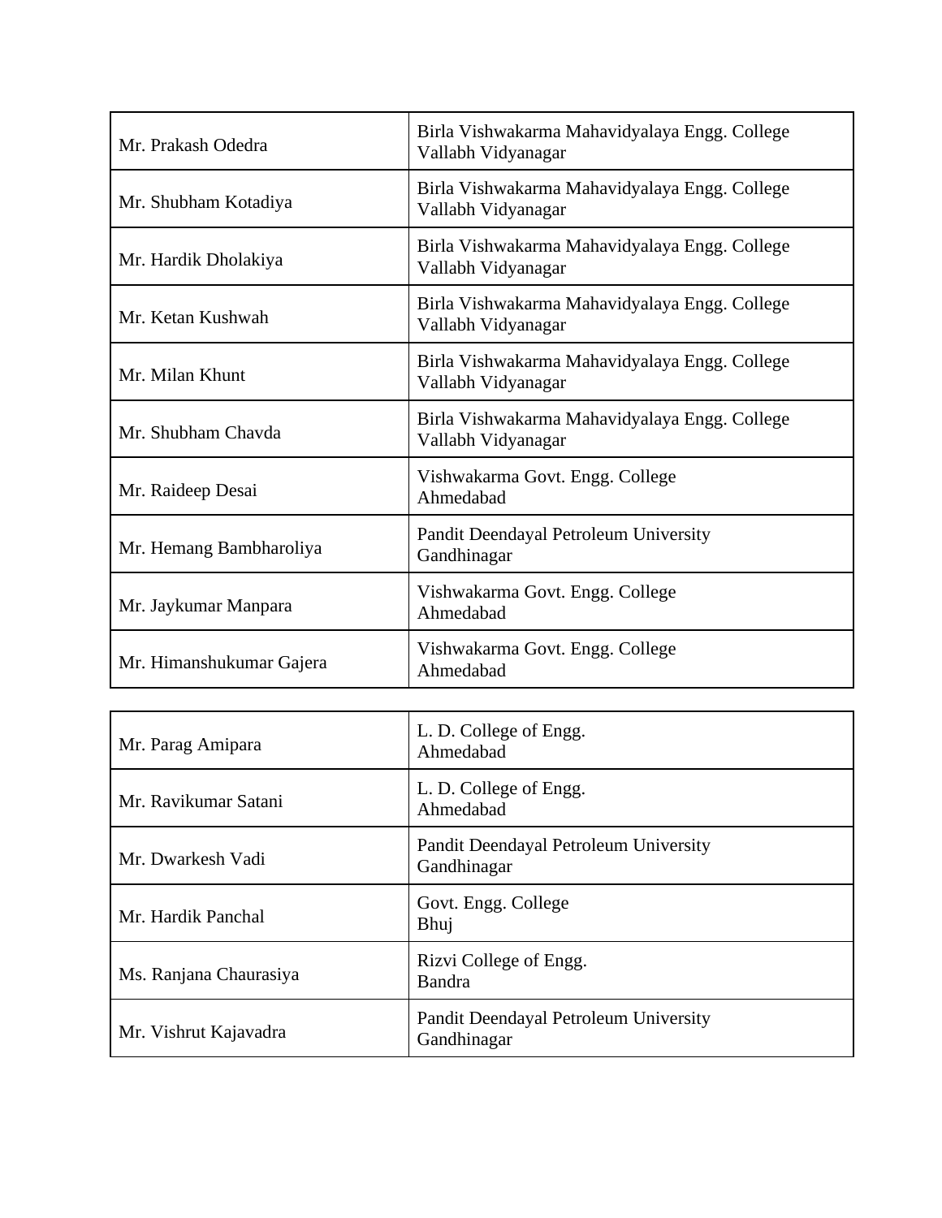| | |
|---|---|
| Mr. Prakash Odedra | Birla Vishwakarma Mahavidyalaya Engg. College<br>Vallabh Vidyanagar |
| Mr. Shubham Kotadiya | Birla Vishwakarma Mahavidyalaya Engg. College<br>Vallabh Vidyanagar |
| Mr. Hardik Dholakiya | Birla Vishwakarma Mahavidyalaya Engg. College<br>Vallabh Vidyanagar |
| Mr. Ketan Kushwah | Birla Vishwakarma Mahavidyalaya Engg. College<br>Vallabh Vidyanagar |
| Mr. Milan Khunt | Birla Vishwakarma Mahavidyalaya Engg. College<br>Vallabh Vidyanagar |
| Mr. Shubham Chavda | Birla Vishwakarma Mahavidyalaya Engg. College<br>Vallabh Vidyanagar |
| Mr. Raideep Desai | Vishwakarma Govt. Engg. College<br>Ahmedabad |
| Mr. Hemang Bambharoliya | Pandit Deendayal Petroleum University<br>Gandhinagar |
| Mr. Jaykumar Manpara | Vishwakarma Govt. Engg. College<br>Ahmedabad |
| Mr. Himanshukumar Gajera | Vishwakarma Govt. Engg. College<br>Ahmedabad |

| | |
|---|---|
| Mr. Parag Amipara | L. D. College of Engg.<br>Ahmedabad |
| Mr. Ravikumar Satani | L. D. College of Engg.<br>Ahmedabad |
| Mr. Dwarkesh Vadi | Pandit Deendayal Petroleum University<br>Gandhinagar |
| Mr. Hardik Panchal | Govt. Engg. College<br>Bhuj |
| Ms. Ranjana Chaurasiya | Rizvi College of Engg.<br>Bandra |
| Mr. Vishrut Kajavadra | Pandit Deendayal Petroleum University<br>Gandhinagar |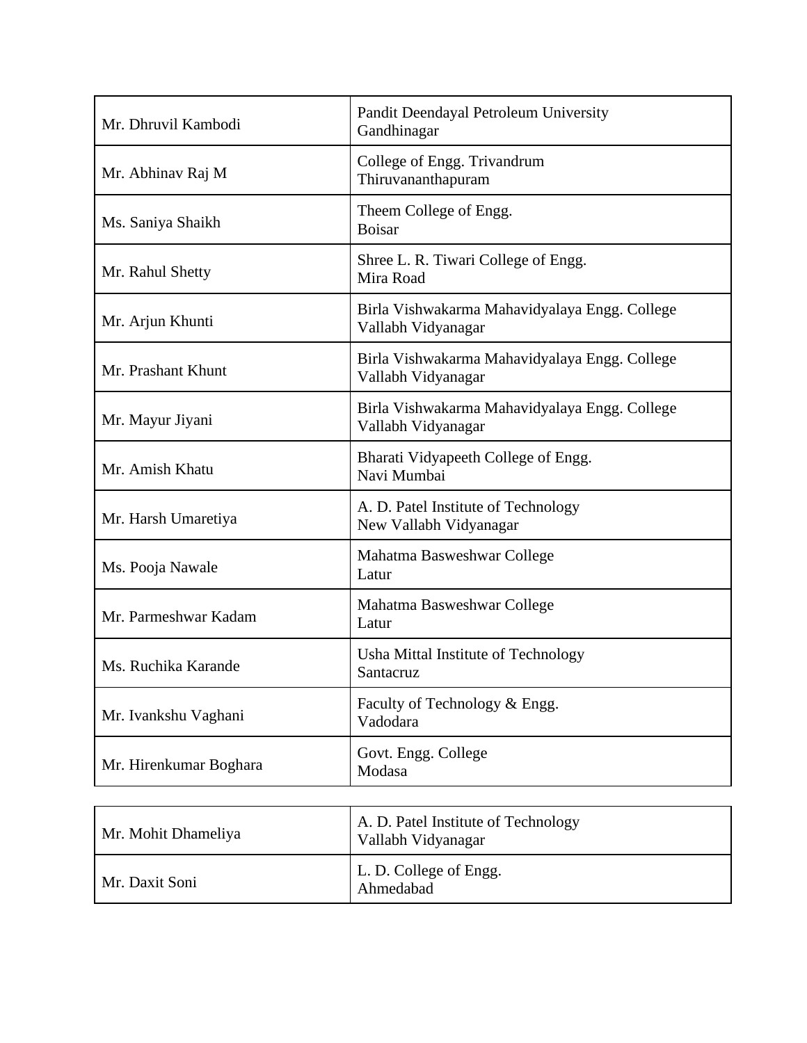| | |
|---|---|
| Mr. Dhruvil Kambodi | Pandit Deendayal Petroleum University Gandhinagar |
| Mr. Abhinav Raj M | College of Engg. Trivandrum Thiruvananthapuram |
| Ms. Saniya Shaikh | Theem College of Engg. Boisar |
| Mr. Rahul Shetty | Shree L. R. Tiwari College of Engg. Mira Road |
| Mr. Arjun Khunti | Birla Vishwakarma Mahavidyalaya Engg. College Vallabh Vidyanagar |
| Mr. Prashant Khunt | Birla Vishwakarma Mahavidyalaya Engg. College Vallabh Vidyanagar |
| Mr. Mayur Jiyani | Birla Vishwakarma Mahavidyalaya Engg. College Vallabh Vidyanagar |
| Mr. Amish Khatu | Bharati Vidyapeeth College of Engg. Navi Mumbai |
| Mr. Harsh Umaretiya | A. D. Patel Institute of Technology New Vallabh Vidyanagar |
| Ms. Pooja Nawale | Mahatma Basweshwar College Latur |
| Mr. Parmeshwar Kadam | Mahatma Basweshwar College Latur |
| Ms. Ruchika Karande | Usha Mittal Institute of Technology Santacruz |
| Mr. Ivankshu Vaghani | Faculty of Technology & Engg. Vadodara |
| Mr. Hirenkumar Boghara | Govt. Engg. College Modasa |
| Mr. Mohit Dhameliya | A. D. Patel Institute of Technology Vallabh Vidyanagar |
| Mr. Daxit Soni | L. D. College of Engg. Ahmedabad |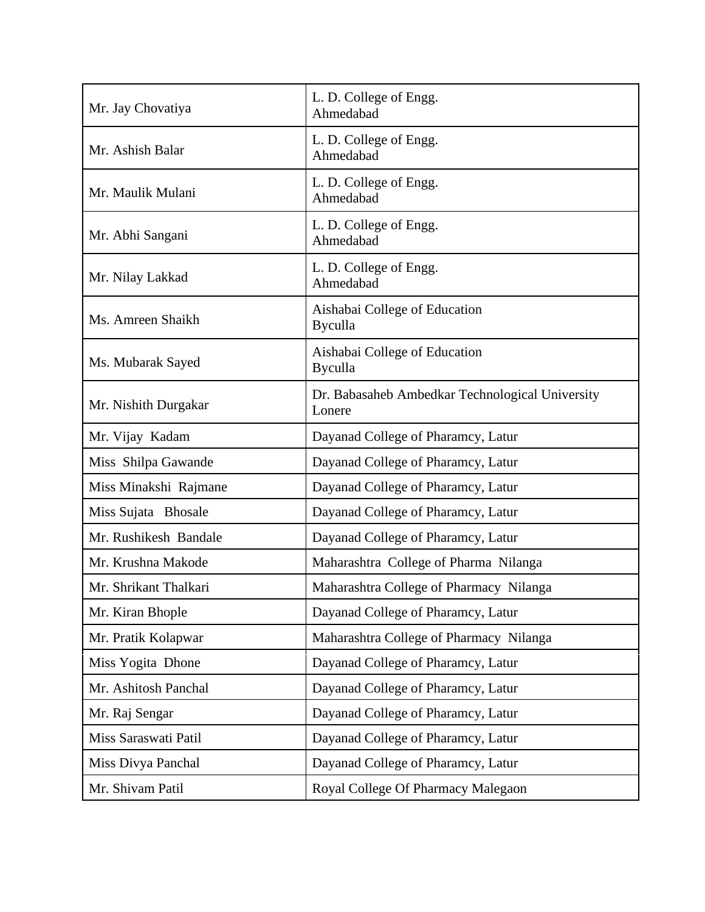| | |
|---|---|
| Mr. Jay Chovatiya | L. D. College of Engg.<br>Ahmedabad |
| Mr. Ashish Balar | L. D. College of Engg.<br>Ahmedabad |
| Mr. Maulik Mulani | L. D. College of Engg.<br>Ahmedabad |
| Mr. Abhi Sangani | L. D. College of Engg.<br>Ahmedabad |
| Mr. Nilay Lakkad | L. D. College of Engg.<br>Ahmedabad |
| Ms. Amreen Shaikh | Aishabai College of Education<br>Byculla |
| Ms. Mubarak Sayed | Aishabai College of Education<br>Byculla |
| Mr. Nishith Durgakar | Dr. Babasaheb Ambedkar Technological University<br>Lonere |
| Mr. Vijay Kadam | Dayanad College of Pharamcy, Latur |
| Miss Shilpa Gawande | Dayanad College of Pharamcy, Latur |
| Miss Minakshi Rajmane | Dayanad College of Pharamcy, Latur |
| Miss Sujata Bhosale | Dayanad College of Pharamcy, Latur |
| Mr. Rushikesh Bandale | Dayanad College of Pharamcy, Latur |
| Mr. Krushna Makode | Maharashtra College of Pharma Nilanga |
| Mr. Shrikant Thalkari | Maharashtra College of Pharmacy Nilanga |
| Mr. Kiran Bhople | Dayanad College of Pharamcy, Latur |
| Mr. Pratik Kolapwar | Maharashtra College of Pharmacy Nilanga |
| Miss Yogita Dhone | Dayanad College of Pharamcy, Latur |
| Mr. Ashitosh Panchal | Dayanad College of Pharamcy, Latur |
| Mr. Raj Sengar | Dayanad College of Pharamcy, Latur |
| Miss Saraswati Patil | Dayanad College of Pharamcy, Latur |
| Miss Divya Panchal | Dayanad College of Pharamcy, Latur |
| Mr. Shivam Patil | Royal College Of Pharmacy Malegaon |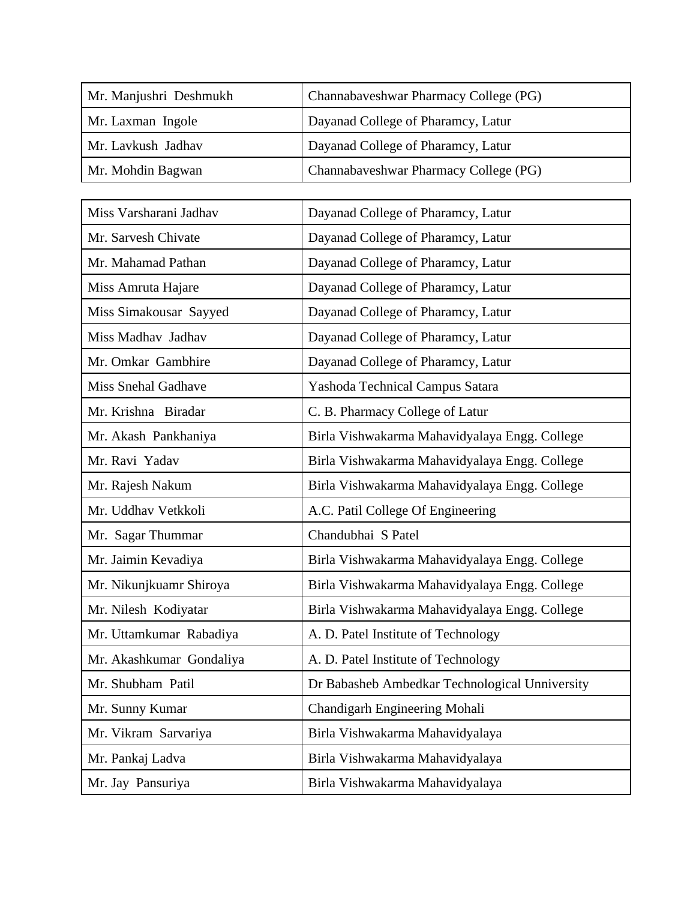| Mr. Manjushri Deshmukh | Channabaveshwar Pharmacy College (PG) |
|---|---|
| Mr. Laxman Ingole | Dayanad College of Pharamcy, Latur |
| Mr. Lavkush Jadhav | Dayanad College of Pharamcy, Latur |
| Mr. Mohdin Bagwan | Channabaveshwar Pharmacy College (PG) |

| Miss Varsharani Jadhav | Dayanad College of Pharamcy, Latur |
|---|---|
| Mr. Sarvesh Chivate | Dayanad College of Pharamcy, Latur |
| Mr. Mahamad Pathan | Dayanad College of Pharamcy, Latur |
| Miss Amruta Hajare | Dayanad College of Pharamcy, Latur |
| Miss Simakousar Sayyed | Dayanad College of Pharamcy, Latur |
| Miss Madhav Jadhav | Dayanad College of Pharamcy, Latur |
| Mr. Omkar Gambhire | Dayanad College of Pharamcy, Latur |
| Miss Snehal Gadhave | Yashoda Technical Campus Satara |
| Mr. Krishna Biradar | C. B. Pharmacy College of Latur |
| Mr. Akash Pankhaniya | Birla Vishwakarma Mahavidyalaya Engg. College |
| Mr. Ravi Yadav | Birla Vishwakarma Mahavidyalaya Engg. College |
| Mr. Rajesh Nakum | Birla Vishwakarma Mahavidyalaya Engg. College |
| Mr. Uddhav Vetkkoli | A.C. Patil College Of Engineering |
| Mr. Sagar Thummar | Chandubhai S Patel |
| Mr. Jaimin Kevadiya | Birla Vishwakarma Mahavidyalaya Engg. College |
| Mr. Nikunjkuamr Shiroya | Birla Vishwakarma Mahavidyalaya Engg. College |
| Mr. Nilesh Kodiyatar | Birla Vishwakarma Mahavidyalaya Engg. College |
| Mr. Uttamkumar Rabadiya | A. D. Patel Institute of Technology |
| Mr. Akashkumar Gondaliya | A. D. Patel Institute of Technology |
| Mr. Shubham Patil | Dr Babasheb Ambedkar Technological Unniversity |
| Mr. Sunny Kumar | Chandigarh Engineering Mohali |
| Mr. Vikram Sarvariya | Birla Vishwakarma Mahavidyalaya |
| Mr. Pankaj Ladva | Birla Vishwakarma Mahavidyalaya |
| Mr. Jay Pansuriya | Birla Vishwakarma Mahavidyalaya |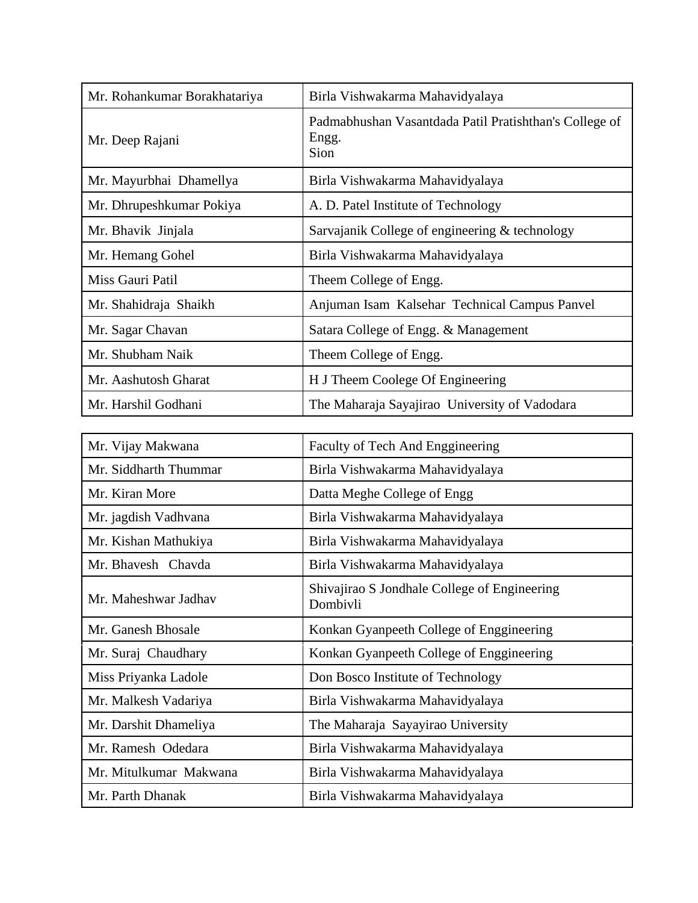| Mr. Rohankumar Borakhatariya | Birla Vishwakarma Mahavidyalaya |
|---|---|
| Mr. Deep Rajani | Padmabhushan Vasantdada Patil Pratishthan's College of Engg. Sion |
| Mr. Mayurbhai Dhamellya | Birla Vishwakarma Mahavidyalaya |
| Mr. Dhrupeshkumar Pokiya | A. D. Patel Institute of Technology |
| Mr. Bhavik Jinjala | Sarvajanik College of engineering & technology |
| Mr. Hemang Gohel | Birla Vishwakarma Mahavidyalaya |
| Miss Gauri Patil | Theem College of Engg. |
| Mr. Shahidraja Shaikh | Anjuman Isam Kalsehar Technical Campus Panvel |
| Mr. Sagar Chavan | Satara College of Engg. & Management |
| Mr. Shubham Naik | Theem College of Engg. |
| Mr. Aashutosh Gharat | H J Theem Coolege Of Engineering |
| Mr. Harshil Godhani | The Maharaja Sayajirao University of Vadodara |

| Mr. Vijay Makwana | Faculty of Tech And Enggineering |
|---|---|
| Mr. Siddharth Thummar | Birla Vishwakarma Mahavidyalaya |
| Mr. Kiran More | Datta Meghe College of Engg |
| Mr. jagdish Vadhvana | Birla Vishwakarma Mahavidyalaya |
| Mr. Kishan Mathukiya | Birla Vishwakarma Mahavidyalaya |
| Mr. Bhavesh Chavda | Birla Vishwakarma Mahavidyalaya |
| Mr. Maheshwar Jadhav | Shivajirao S Jondhale College of Engineering Dombivli |
| Mr. Ganesh Bhosale | Konkan Gyanpeeth College of Enggineering |
| Mr. Suraj Chaudhary | Konkan Gyanpeeth College of Enggineering |
| Miss Priyanka Ladole | Don Bosco Institute of Technology |
| Mr. Malkesh Vadariya | Birla Vishwakarma Mahavidyalaya |
| Mr. Darshit Dhameliya | The Maharaja Sayayirao University |
| Mr. Ramesh Odedara | Birla Vishwakarma Mahavidyalaya |
| Mr. Mitulkumar Makwana | Birla Vishwakarma Mahavidyalaya |
| Mr. Parth Dhanak | Birla Vishwakarma Mahavidyalaya |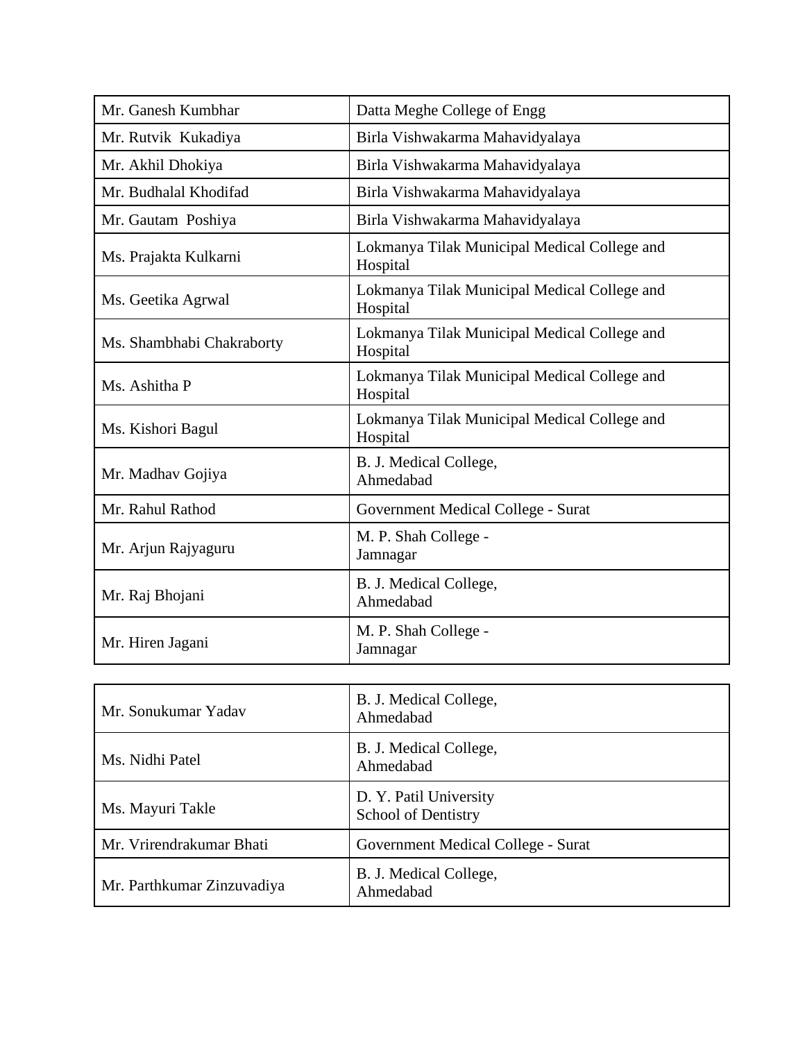| Mr. Ganesh Kumbhar | Datta Meghe College of Engg |
|---|---|
| Mr. Rutvik  Kukadiya | Birla Vishwakarma Mahavidyalaya |
| Mr. Akhil Dhokiya | Birla Vishwakarma Mahavidyalaya |
| Mr. Budhalal Khodifad | Birla Vishwakarma Mahavidyalaya |
| Mr. Gautam  Poshiya | Birla Vishwakarma Mahavidyalaya |
| Ms. Prajakta Kulkarni | Lokmanya Tilak Municipal Medical College and Hospital |
| Ms. Geetika Agrwal | Lokmanya Tilak Municipal Medical College and Hospital |
| Ms. Shambhabi Chakraborty | Lokmanya Tilak Municipal Medical College and Hospital |
| Ms. Ashitha P | Lokmanya Tilak Municipal Medical College and Hospital |
| Ms. Kishori Bagul | Lokmanya Tilak Municipal Medical College and Hospital |
| Mr. Madhav Gojiya | B. J. Medical College, Ahmedabad |
| Mr. Rahul Rathod | Government Medical College - Surat |
| Mr. Arjun Rajyaguru | M. P. Shah College - Jamnagar |
| Mr. Raj Bhojani | B. J. Medical College, Ahmedabad |
| Mr. Hiren Jagani | M. P. Shah College - Jamnagar |
| Mr. Sonukumar Yadav | B. J. Medical College, Ahmedabad |
| Ms. Nidhi Patel | B. J. Medical College, Ahmedabad |
| Ms. Mayuri Takle | D. Y. Patil University School of Dentistry |
| Mr. Vrirendrakumar Bhati | Government Medical College - Surat |
| Mr. Parthkumar Zinzuvadiya | B. J. Medical College, Ahmedabad |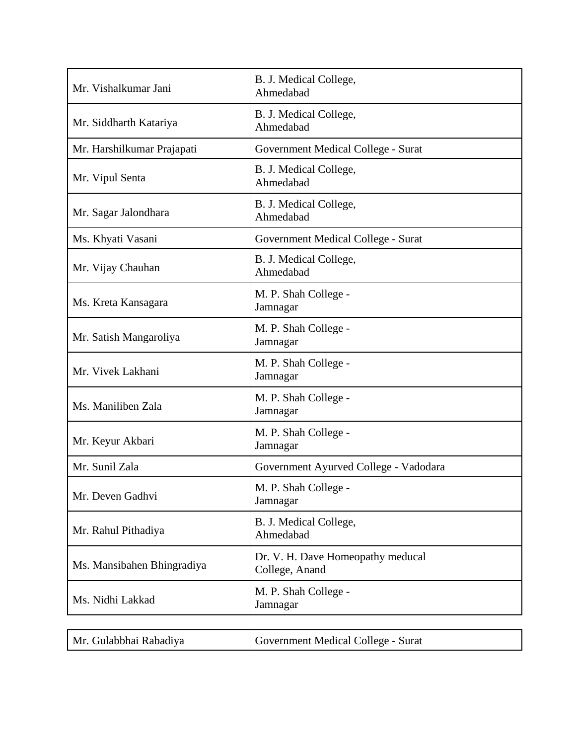| | |
|---|---|
| Mr. Vishalkumar Jani | B. J. Medical College, Ahmedabad |
| Mr. Siddharth Katariya | B. J. Medical College, Ahmedabad |
| Mr. Harshilkumar Prajapati | Government Medical College - Surat |
| Mr. Vipul Senta | B. J. Medical College, Ahmedabad |
| Mr. Sagar Jalondhara | B. J. Medical College, Ahmedabad |
| Ms. Khyati Vasani | Government Medical College - Surat |
| Mr. Vijay Chauhan | B. J. Medical College, Ahmedabad |
| Ms. Kreta Kansagara | M. P. Shah College - Jamnagar |
| Mr. Satish Mangaroliya | M. P. Shah College - Jamnagar |
| Mr. Vivek Lakhani | M. P. Shah College - Jamnagar |
| Ms. Maniliben Zala | M. P. Shah College - Jamnagar |
| Mr. Keyur Akbari | M. P. Shah College - Jamnagar |
| Mr. Sunil Zala | Government Ayurved College - Vadodara |
| Mr. Deven Gadhvi | M. P. Shah College - Jamnagar |
| Mr. Rahul Pithadiya | B. J. Medical College, Ahmedabad |
| Ms. Mansibahen Bhingradiya | Dr. V. H. Dave Homeopathy meducal College, Anand |
| Ms. Nidhi Lakkad | M. P. Shah College - Jamnagar |
| Mr. Gulabbhai Rabadiya | Government Medical College - Surat |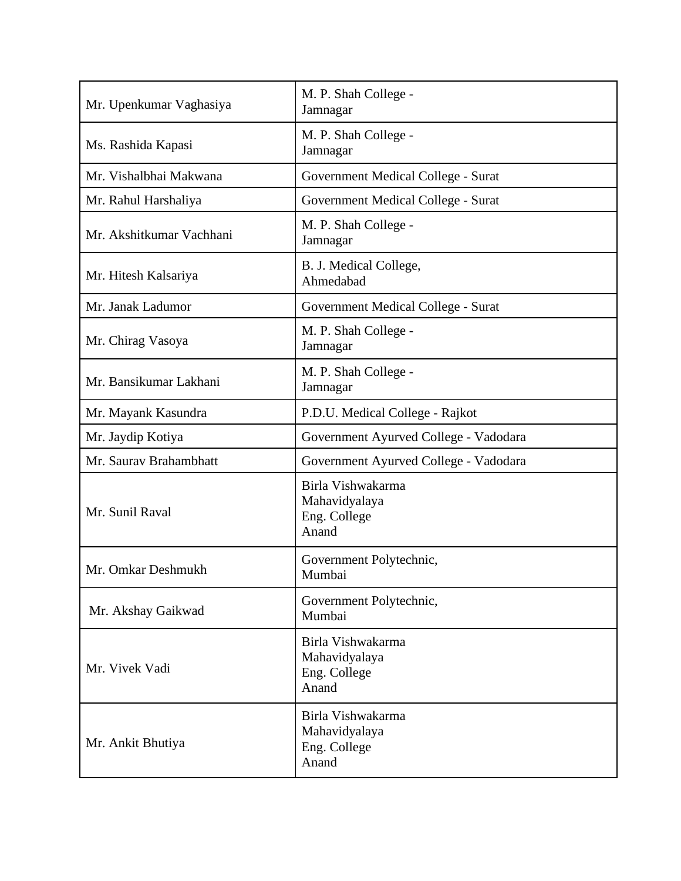| Mr. Upenkumar Vaghasiya | M. P. Shah College - Jamnagar |
|---|---|
| Ms. Rashida Kapasi | M. P. Shah College - Jamnagar |
| Mr. Vishalbhai Makwana | Government Medical College - Surat |
| Mr. Rahul Harshaliya | Government Medical College - Surat |
| Mr. Akshitkumar Vachhani | M. P. Shah College - Jamnagar |
| Mr. Hitesh Kalsariya | B. J. Medical College, Ahmedabad |
| Mr. Janak Ladumor | Government Medical College - Surat |
| Mr. Chirag Vasoya | M. P. Shah College - Jamnagar |
| Mr. Bansikumar Lakhani | M. P. Shah College - Jamnagar |
| Mr. Mayank Kasundra | P.D.U. Medical College - Rajkot |
| Mr. Jaydip Kotiya | Government Ayurved College - Vadodara |
| Mr. Saurav Brahambhatt | Government Ayurved College - Vadodara |
| Mr. Sunil Raval | Birla Vishwakarma Mahavidyalaya Eng. College Anand |
| Mr. Omkar Deshmukh | Government Polytechnic, Mumbai |
| Mr. Akshay Gaikwad | Government Polytechnic, Mumbai |
| Mr. Vivek Vadi | Birla Vishwakarma Mahavidyalaya Eng. College Anand |
| Mr. Ankit Bhutiya | Birla Vishwakarma Mahavidyalaya Eng. College Anand |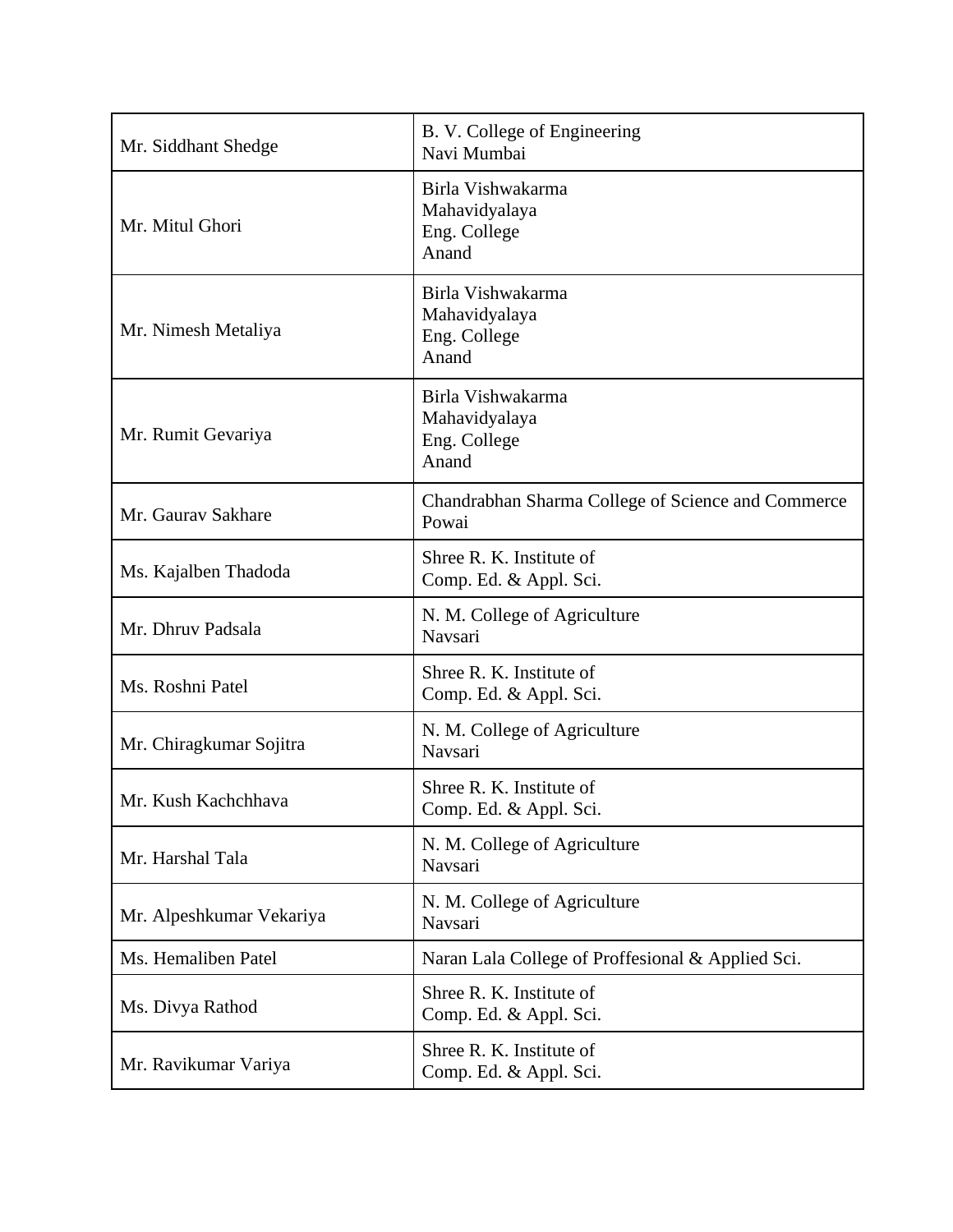| | |
|---|---|
| Mr. Siddhant Shedge | B. V. College of Engineering<br>Navi Mumbai |
| Mr. Mitul Ghori | Birla Vishwakarma<br>Mahavidyalaya<br>Eng. College<br>Anand |
| Mr. Nimesh Metaliya | Birla Vishwakarma<br>Mahavidyalaya<br>Eng. College<br>Anand |
| Mr. Rumit Gevariya | Birla Vishwakarma<br>Mahavidyalaya<br>Eng. College<br>Anand |
| Mr. Gaurav Sakhare | Chandrabhan Sharma College of Science and Commerce<br>Powai |
| Ms. Kajalben Thadoda | Shree R. K. Institute of<br>Comp. Ed. & Appl. Sci. |
| Mr. Dhruv Padsala | N. M. College of Agriculture<br>Navsari |
| Ms. Roshni Patel | Shree R. K. Institute of<br>Comp. Ed. & Appl. Sci. |
| Mr. Chiragkumar Sojitra | N. M. College of Agriculture<br>Navsari |
| Mr. Kush Kachchhava | Shree R. K. Institute of<br>Comp. Ed. & Appl. Sci. |
| Mr. Harshal Tala | N. M. College of Agriculture<br>Navsari |
| Mr. Alpeshkumar Vekariya | N. M. College of Agriculture<br>Navsari |
| Ms. Hemaliben Patel | Naran Lala College of Proffesional & Applied Sci. |
| Ms. Divya Rathod | Shree R. K. Institute of<br>Comp. Ed. & Appl. Sci. |
| Mr. Ravikumar Variya | Shree R. K. Institute of<br>Comp. Ed. & Appl. Sci. |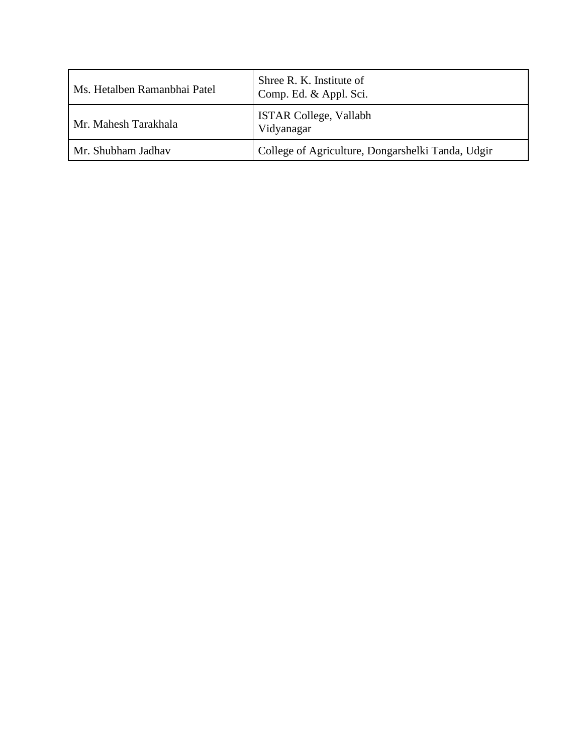| | |
|---|---|
| Ms. Hetalben Ramanbhai Patel | Shree R. K. Institute of Comp. Ed. & Appl. Sci. |
| Mr. Mahesh Tarakhala | ISTAR College, Vallabh Vidyanagar |
| Mr. Shubham Jadhav | College of Agriculture, Dongarshelki Tanda, Udgir |